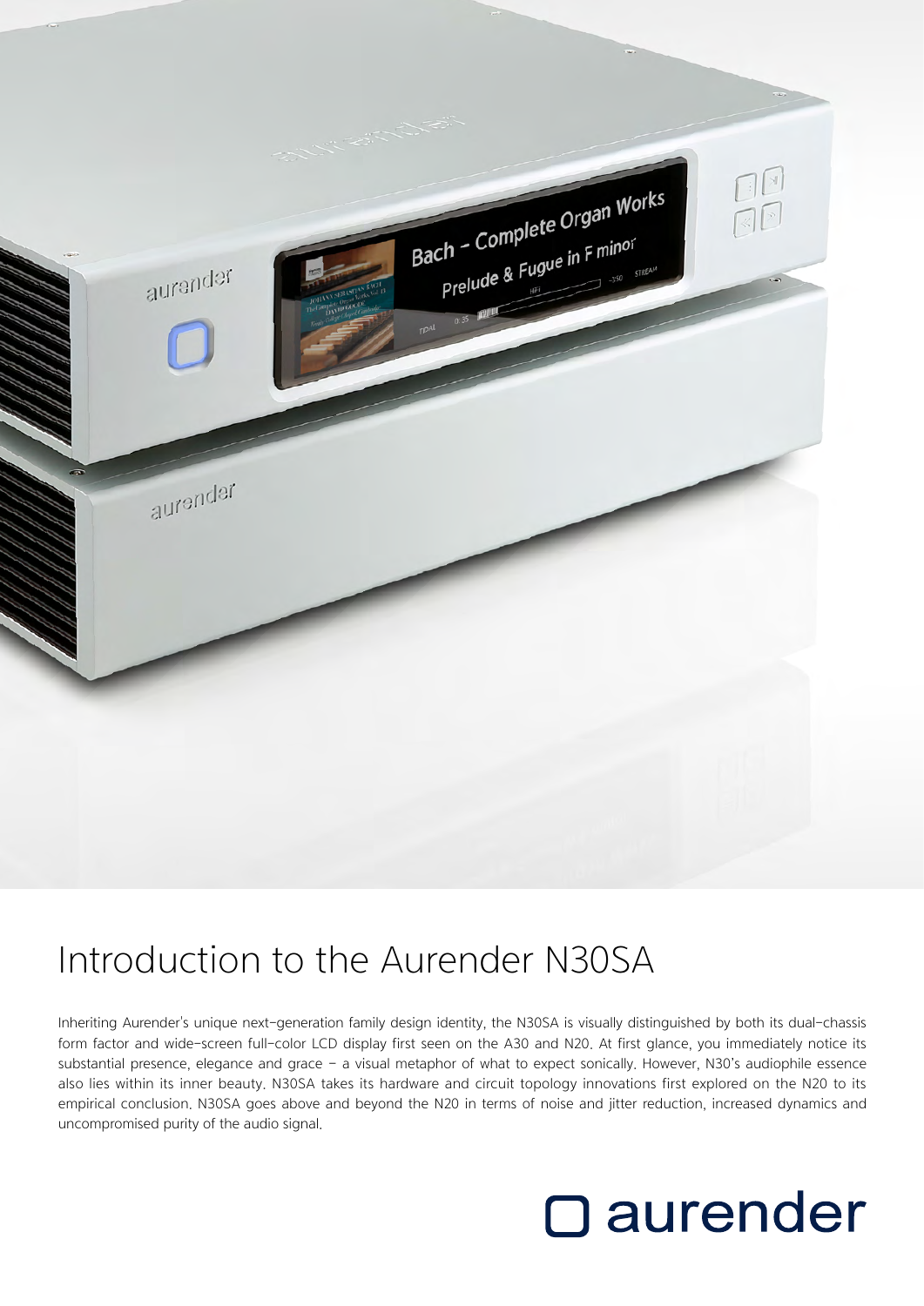# Introduction to the Aurender N30SA

Inheriting Aurender's unique next-generation family design identity, the N30SA is visually distinguished by both its dual-chassis form factor and wide-screen full-color LCD display first seen on the A30 and N20. At first glance, you immediately notice its substantial presence, elegance and grace – a visual metaphor of what to expect sonically. However, N30's audiophile essence also lies within its inner beauty. N30SA takes its hardware and circuit topology innovations first explored on the N20 to its empirical conclusion. N30SA goes above and beyond the N20 in terms of noise and jitter reduction, increased dynamics and uncompromised purity of the audio signal.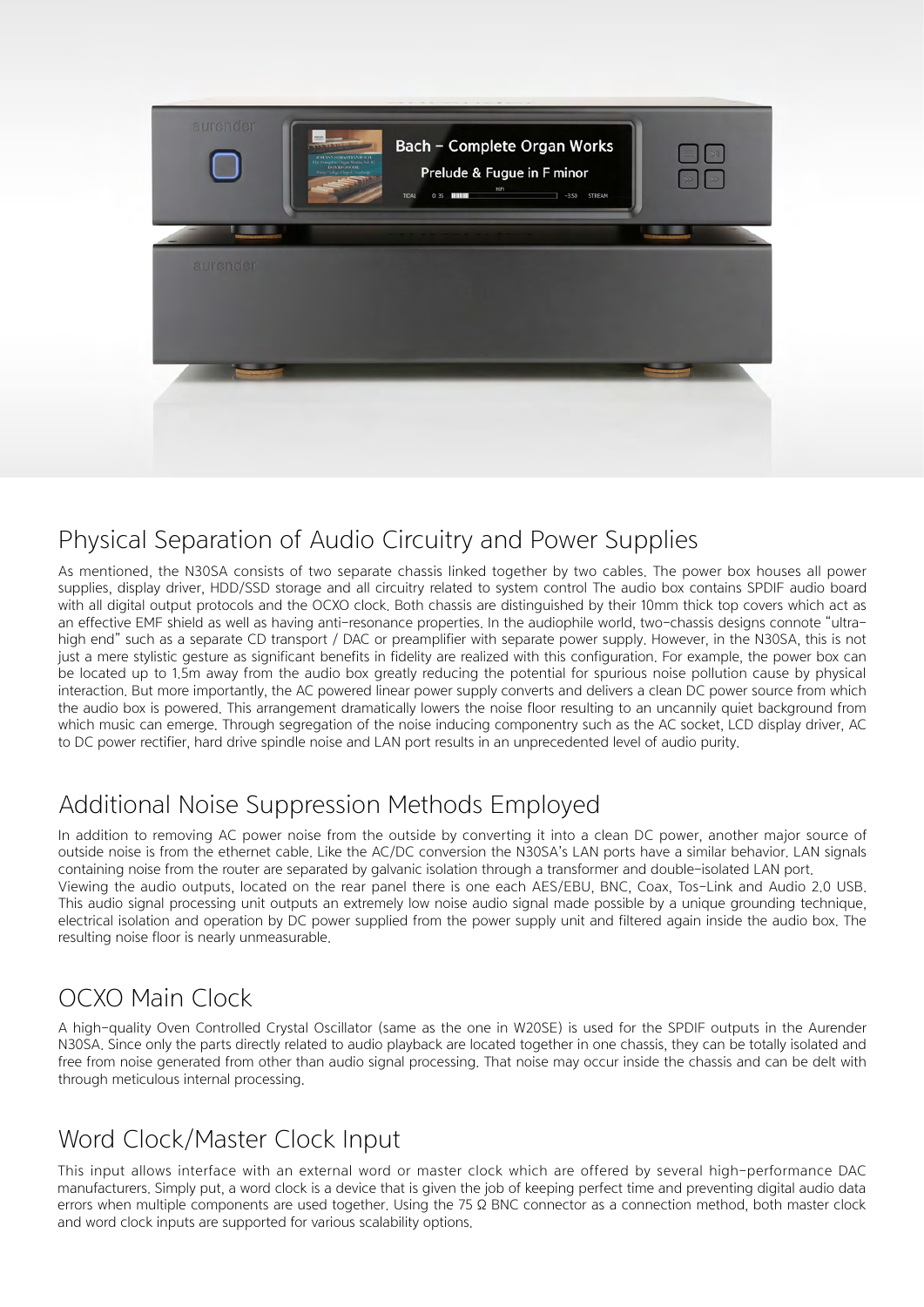## Physical Separation of Audio Circuitry and Power Supplies

As mentioned, the N30SA consists of two separate chassis linked together by two cables. The power box houses all power supplies, display driver, HDD/SSD storage and all circuitry related to system control The audio box contains SPDIF audio board with all digital output protocols and the OCXO clock. Both chassis are distinguished by their 10mm thick top covers which act as an effective EMF shield as well as having anti-resonance properties. In the audiophile world, two-chassis designs connote "ultra-high end" such as a separate CD transport / DAC or preamplifier with separate power supply. However, in the N30SA, this is not just a mere stylistic gesture as significant benefits in fidelity are realized with this configuration. For example, the power box can be located up to 1.5m away from the audio box greatly reducing the potential for spurious noise pollution cause by physical interaction. But more importantly, the AC powered linear power supply converts and delivers a clean DC power source from which the audio box is powered. This arrangement dramatically lowers the noise floor resulting to an uncannily quiet background from which music can emerge. Through segregation of the noise inducing componentry such as the AC socket, LCD display driver, AC to DC power rectifier, hard drive spindle noise and LAN port results in an unprecedented level of audio purity.

## Additional Noise Suppression Methods Employed

In addition to removing AC power noise from the outside by converting it into a clean DC power, another major source of outside noise is from the ethernet cable. Like the AC/DC conversion the N30SA's LAN ports have a similar behavior. LAN signals containing noise from the router are separated by galvanic isolation through a transformer and double-isolated LAN port.
Viewing the audio outputs, located on the rear panel there is one each AES/EBU, BNC, Coax, Tos-Link and Audio 2.0 USB. This audio signal processing unit outputs an extremely low noise audio signal made possible by a unique grounding technique, electrical isolation and operation by DC power supplied from the power supply unit and filtered again inside the audio box. The resulting noise floor is nearly unmeasurable.

## OCXO Main Clock

A high-quality Oven Controlled Crystal Oscillator (same as the one in W20SE) is used for the SPDIF outputs in the Aurender N30SA. Since only the parts directly related to audio playback are located together in one chassis, they can be totally isolated and free from noise generated from other than audio signal processing. That noise may occur inside the chassis and can be delt with through meticulous internal processing.

## Word Clock/Master Clock Input

This input allows interface with an external word or master clock which are offered by several high-performance DAC manufacturers. Simply put, a word clock is a device that is given the job of keeping perfect time and preventing digital audio data errors when multiple components are used together. Using the 75 Ω BNC connector as a connection method, both master clock and word clock inputs are supported for various scalability options.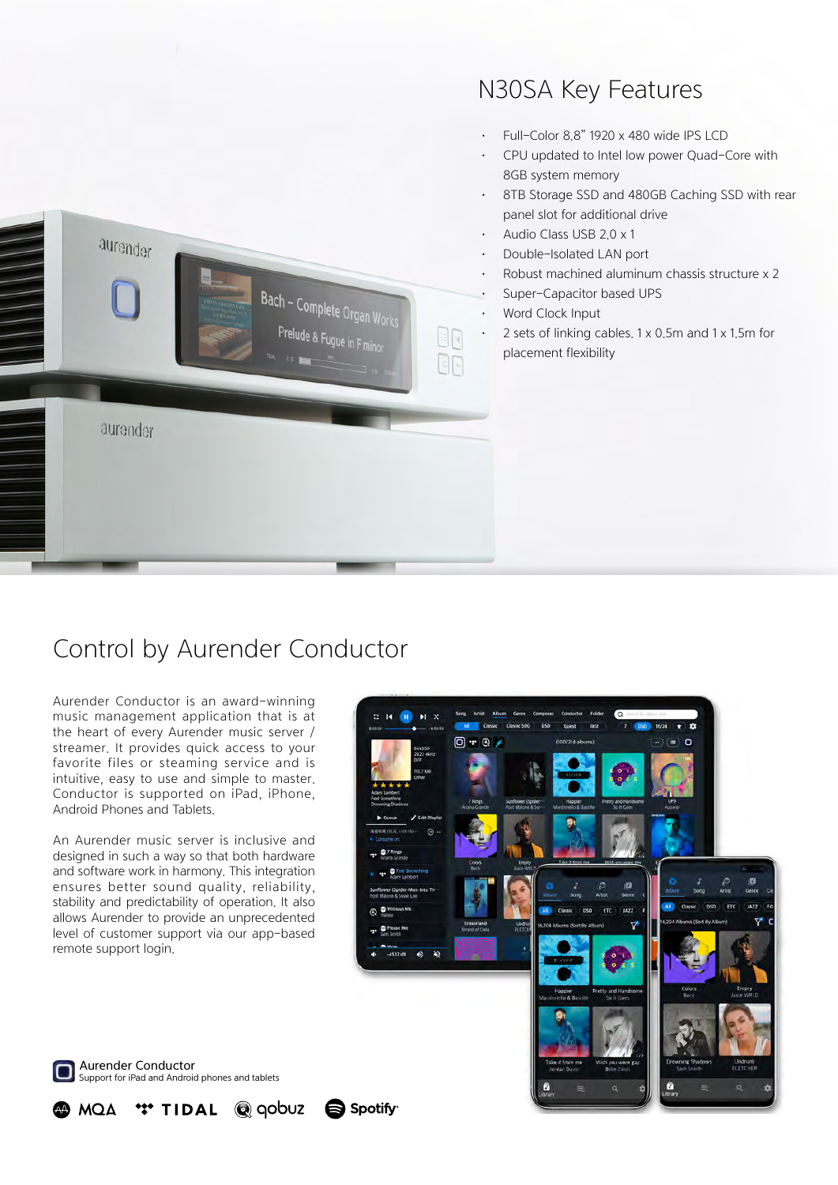## N30SA Key Features

- Full-Color 8.8" 1920 x 480 wide IPS LCD
- CPU updated to Intel low power Quad-Core with 8GB system memory
- 8TB Storage SSD and 480GB Caching SSD with rear panel slot for additional drive
- Audio Class USB 2.0 x 1
- Double-Isolated LAN port
- Robust machined aluminum chassis structure x 2
- Super-Capacitor based UPS
- Word Clock Input
- 2 sets of linking cables. 1 x 0.5m and 1 x 1.5m for placement flexibility

## Control by Aurender Conductor

Aurender Conductor is an award-winning music management application that is at the heart of every Aurender music server / streamer. It provides quick access to your favorite files or steaming service and is intuitive, easy to use and simple to master. Conductor is supported on iPad, iPhone, Android Phones and Tablets.

An Aurender music server is inclusive and designed in such a way so that both hardware and software work in harmony. This integration ensures better sound quality, reliability, stability and predictability of operation. It also allows Aurender to provide an unprecedented level of customer support via our app-based remote support login.

Aurender Conductor
Support for iPad and Android phones and tablets

MQA TIDAL qobuz Spotify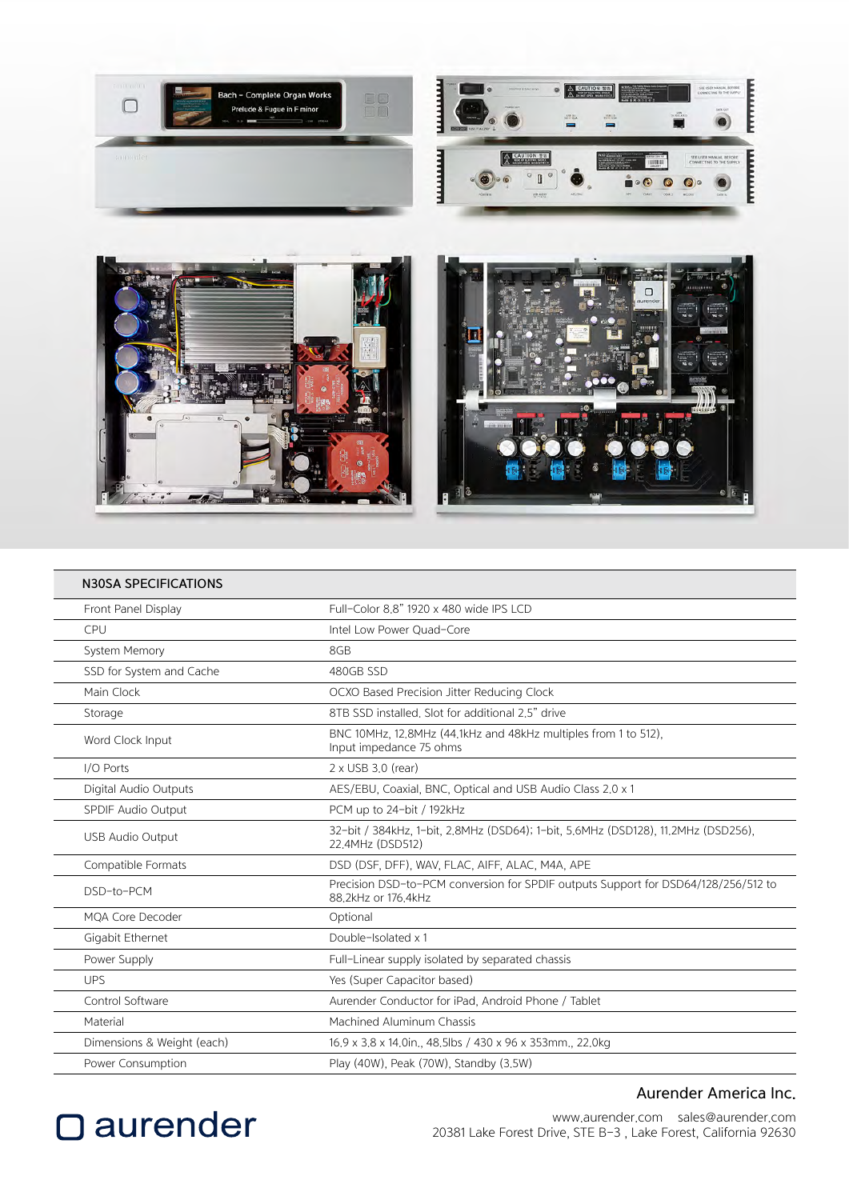| N30SA SPECIFICATIONS | |
|---|---|
| Front Panel Display | Full-Color 8.8" 1920 x 480 wide IPS LCD |
| CPU | Intel Low Power Quad-Core |
| System Memory | 8GB |
| SSD for System and Cache | 480GB SSD |
| Main Clock | OCXO Based Precision Jitter Reducing Clock |
| Storage | 8TB SSD installed, Slot for additional 2.5" drive |
| Word Clock Input | BNC 10MHz, 12.8MHz (44.1kHz and 48kHz multiples from 1 to 512), Input impedance 75 ohms |
| I/O Ports | 2 x USB 3.0 (rear) |
| Digital Audio Outputs | AES/EBU, Coaxial, BNC, Optical and USB Audio Class 2.0 x 1 |
| SPDIF Audio Output | PCM up to 24-bit / 192kHz |
| USB Audio Output | 32-bit / 384kHz, 1-bit, 2.8MHz (DSD64); 1-bit, 5.6MHz (DSD128), 11.2MHz (DSD256), 22.4MHz (DSD512) |
| Compatible Formats | DSD (DSF, DFF), WAV, FLAC, AIFF, ALAC, M4A, APE |
| DSD-to-PCM | Precision DSD-to-PCM conversion for SPDIF outputs Support for DSD64/128/256/512 to 88.2kHz or 176.4kHz |
| MQA Core Decoder | Optional |
| Gigabit Ethernet | Double-Isolated x 1 |
| Power Supply | Full-Linear supply isolated by separated chassis |
| UPS | Yes (Super Capacitor based) |
| Control Software | Aurender Conductor for iPad, Android Phone / Tablet |
| Material | Machined Aluminum Chassis |
| Dimensions & Weight (each) | 16.9 x 3.8 x 14.0in., 48.5lbs / 430 x 96 x 353mm., 22.0kg |
| Power Consumption | Play (40W), Peak (70W), Standby (3.5W) |

aurender

**Aurender America Inc.**

www.aurender.com sales@aurender.com
20381 Lake Forest Drive, STE B-3 , Lake Forest, California 92630